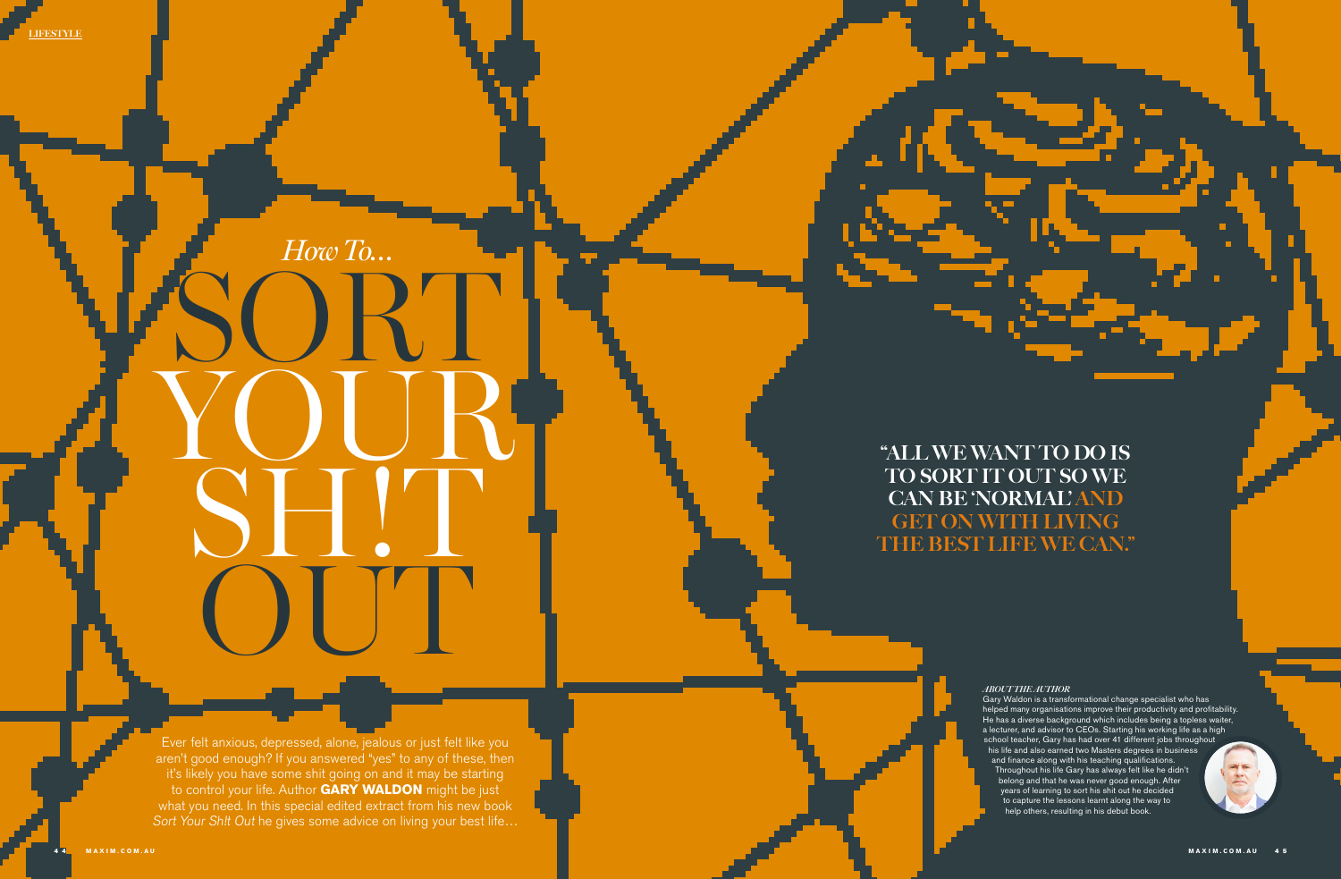# *How To…* SORT YOUR SH!T OUT

Ever felt anxious, depressed, alone, jealous or just felt like you aren't good enough? If you answered "yes" to any of these, then it's likely you have some shit going on and it may be starting to control your life. Author **GARY WALDON** might be just what you need. In this special edited extract from his new book *Sort Your Sh!t Out* he gives some advice on living your best life…

> **"ALL WE WANT TO DO IS TO SORT IT OUT SO WE CAN BE 'NORMAL' AND GET ON WITH LIVING THE BEST LIFE WE CAN."**

*ABOUT THE AUTHOR*

Gary Waldon is a transformational change specialist who has helped many organisations improve their productivity and profitability. He has a diverse background which includes being a topless waiter, a lecturer, and advisor to CEOs. Starting his working life as a high school teacher, Gary has had over 41 different jobs throughout his life and also earned two Masters degrees in business and finance along with his teaching qualifications. Throughout his life Gary has always felt like he didn't belong and that he was never good enough. After years of learning to sort his shit out he decided to capture the lessons learnt along the way to help others, resulting in his debut book.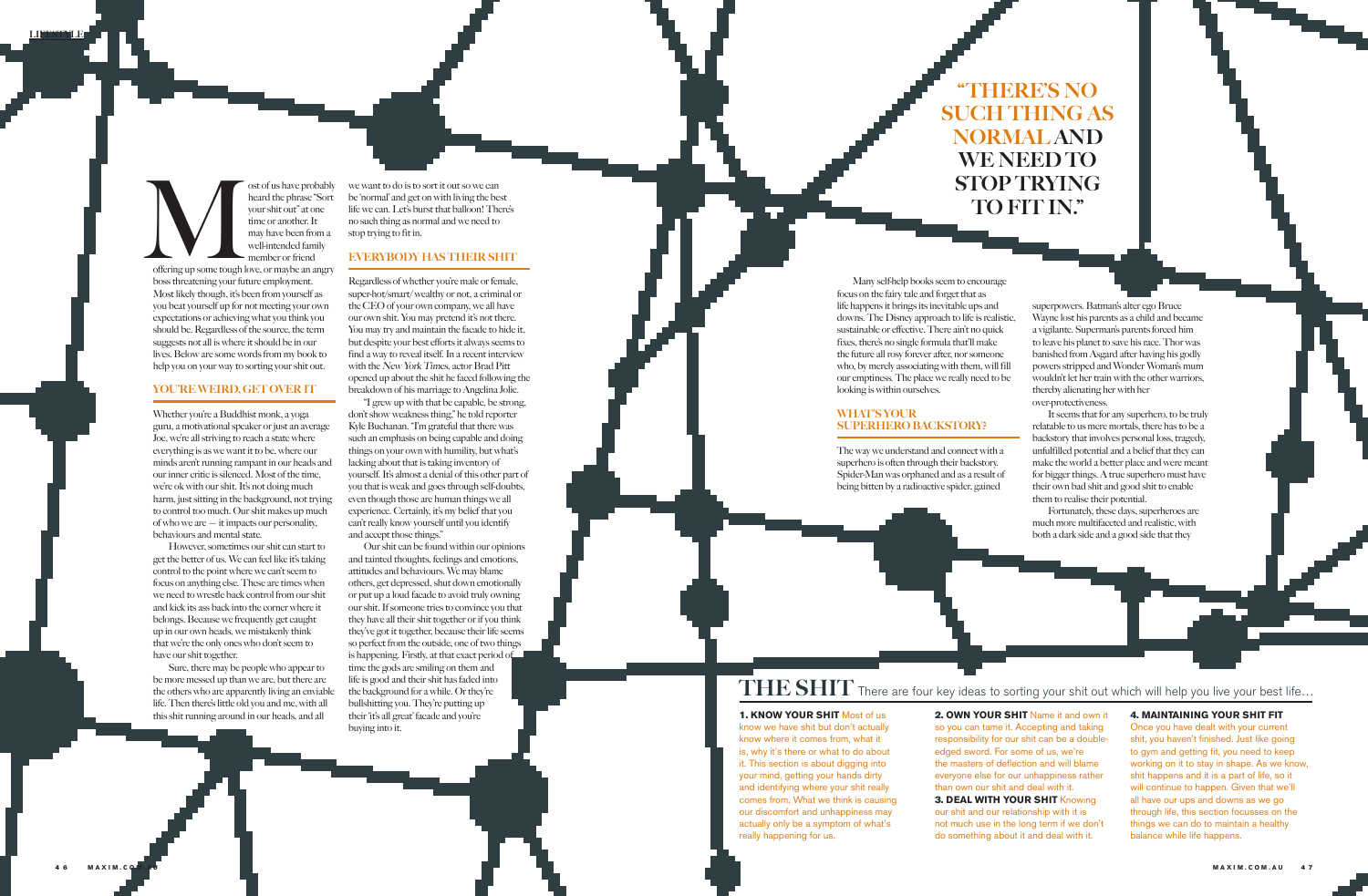Most of us have probably heard the phrase "Sort your shit out" at one time or another. It may have been from a well-intended family member or friend offering up some tough love, or maybe an angry boss threatening your future employment. Most likely though, it's been from yourself as you beat yourself up for not meeting your own expectations or achieving what you think you should be. Regardless of the source, the term suggests not all is where it should be in our lives. Below are some words from my book to help you on your way to sorting your shit out.

## YOU'RE WEIRD, GET OVER IT

Whether you're a Buddhist monk, a yoga guru, a motivational speaker or just an average Joe, we're all striving to reach a state where everything is as we want it to be, where our minds aren't running rampant in our heads and our inner critic is silenced. Most of the time, we're ok with our shit. It's not doing much harm, just sitting in the background, not trying to control too much. Our shit makes up much of who we are — it impacts our personality, behaviours and mental state.

However, sometimes our shit can start to get the better of us. We can feel like it's taking control to the point where we can't seem to focus on anything else. These are times when we need to wrestle back control from our shit and kick its ass back into the corner where it belongs. Because we frequently get caught up in our own heads, we mistakenly think that we're the only ones who don't seem to have our shit together.

Sure, there may be people who appear to be more messed up than we are, but there are the others who are apparently living an enviable life. Then there's little old you and me, with all this shit running around in our heads, and all we want to do is to sort it out so we can be 'normal' and get on with living the best life we can. Let's burst that balloon! There's no such thing as normal and we need to stop trying to fit in.

## EVERYBODY HAS THEIR SHIT

Regardless of whether you're male or female, super-hot/smart/ wealthy or not, a criminal or the CEO of your own company, we all have our own shit. You may pretend it's not there. You may try and maintain the facade to hide it, but despite your best efforts it always seems to find a way to reveal itself. In a recent interview with the *New York Times*, actor Brad Pitt opened up about the shit he faced following the breakdown of his marriage to Angelina Jolie.

"I grew up with that be capable, be strong, don't show weakness thing," he told reporter Kyle Buchanan. "I'm grateful that there was such an emphasis on being capable and doing things on your own with humility, but what's lacking about that is taking inventory of yourself. It's almost a denial of this other part of you that is weak and goes through self-doubts, even though those are human things we all experience. Certainly, it's my belief that you can't really know yourself until you identify and accept those things."

Our shit can be found within our opinions and tainted thoughts, feelings and emotions, attitudes and behaviours. We may blame others, get depressed, shut down emotionally or put up a loud facade to avoid truly owning our shit. If someone tries to convince you that they have all their shit together or if you think they've got it together, because their life seems so perfect from the outside, one of two things is happening. Firstly, at that exact period of time the gods are smiling on them and life is good and their shit has faded into the background for a while. Or they're bullshitting you. They're putting up their 'it's all great' facade and you're buying into it.

> **"THERE'S NO SUCH THING AS NORMAL AND WE NEED TO STOP TRYING TO FIT IN."**

Many self-help books seem to encourage focus on the fairy tale and forget that as life happens it brings its inevitable ups and downs. The Disney approach to life is realistic, sustainable or effective. There ain't no quick fixes, there's no single formula that'll make the future all rosy forever after, nor someone who, by merely associating with them, will fill our emptiness. The place we really need to be looking is within ourselves.

## WHAT'S YOUR SUPERHERO BACKSTORY?

The way we understand and connect with a superhero is often through their backstory. Spider-Man was orphaned and as a result of being bitten by a radioactive spider, gained superpowers. Batman's alter ego Bruce Wayne lost his parents as a child and became a vigilante. Superman's parents forced him to leave his planet to save his race. Thor was banished from Asgard after having his godly powers stripped and Wonder Woman's mum wouldn't let her train with the other warriors, thereby alienating her with her over-protectiveness.

It seems that for any superhero, to be truly relatable to us mere mortals, there has to be a backstory that involves personal loss, tragedy, unfulfilled potential and a belief that they can make the world a better place and were meant for bigger things. A true superhero must have their own bad shit and good shit to enable them to realise their potential.

Fortunately, these days, superheroes are much more multifaceted and realistic, with both a dark side and a good side that they

## THE SHIT

There are four key ideas to sorting your shit out which will help you live your best life…

**1. KNOW YOUR SHIT** Most of us know we have shit but don't actually know where it comes from, what it is, why it's there or what to do about it. This section is about digging into your mind, getting your hands dirty and identifying where your shit really comes from. What we think is causing our discomfort and unhappiness may actually only be a symptom of what's really happening for us.

**2. OWN YOUR SHIT** Name it and own it so you can tame it. Accepting and taking responsibility for our shit can be a double-edged sword. For some of us, we're the masters of deflection and will blame everyone else for our unhappiness rather than own our shit and deal with it.

**3. DEAL WITH YOUR SHIT** Knowing our shit and our relationship with it is not much use in the long term if we don't do something about it and deal with it.

**4. MAINTAINING YOUR SHIT FIT** Once you have dealt with your current shit, you haven't finished. Just like going to gym and getting fit, you need to keep working on it to stay in shape. As we know, shit happens and it is a part of life, so it will continue to happen. Given that we'll all have our ups and downs as we go through life, this section focusses on the things we can do to maintain a healthy balance while life happens.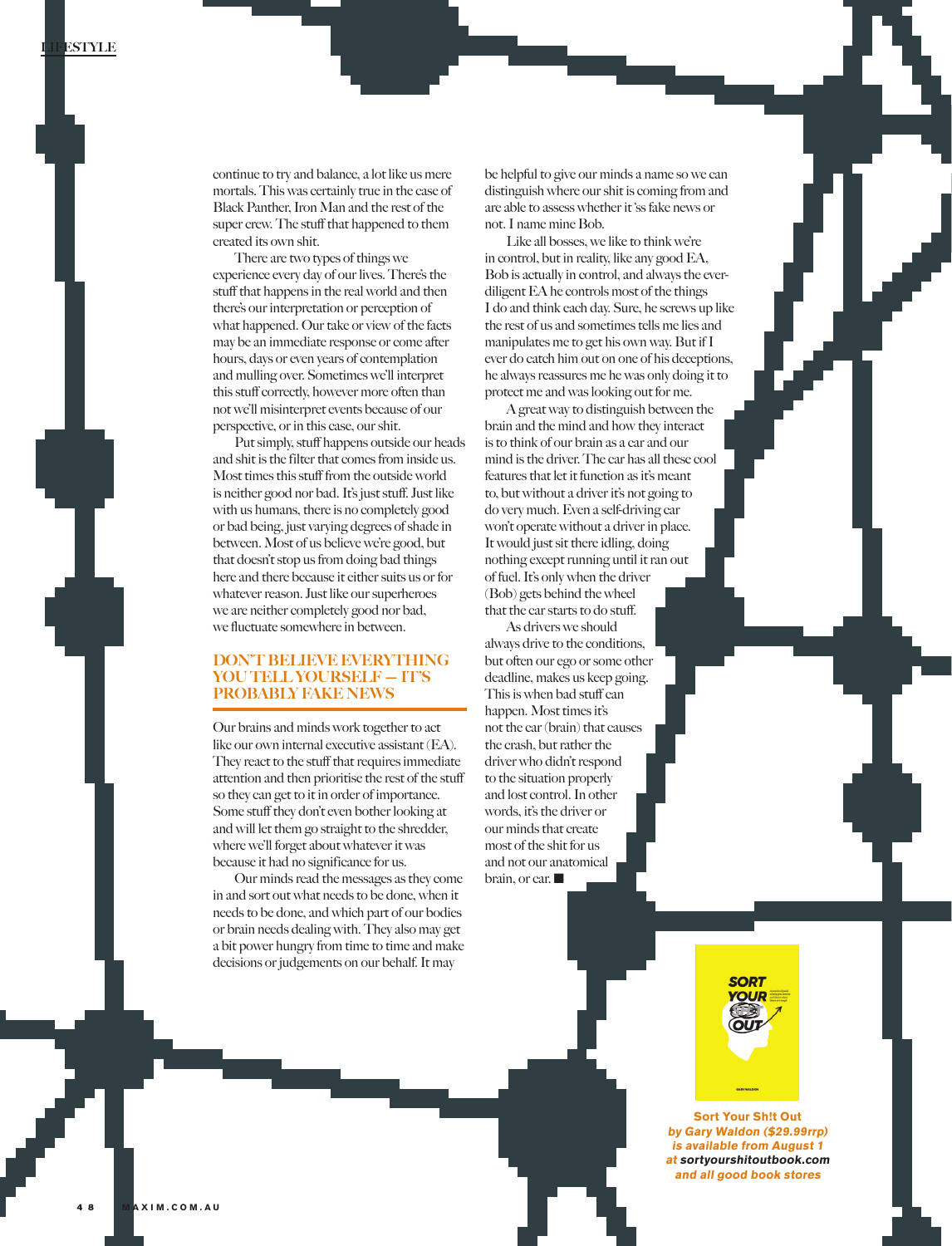continue to try and balance, a lot like us mere mortals. This was certainly true in the case of Black Panther, Iron Man and the rest of the super crew. The stuff that happened to them created its own shit.

There are two types of things we experience every day of our lives. There's the stuff that happens in the real world and then there's our interpretation or perception of what happened. Our take or view of the facts may be an immediate response or come after hours, days or even years of contemplation and mulling over. Sometimes we'll interpret this stuff correctly, however more often than not we'll misinterpret events because of our perspective, or in this case, our shit.

Put simply, stuff happens outside our heads and shit is the filter that comes from inside us. Most times this stuff from the outside world is neither good nor bad. It's just stuff. Just like with us humans, there is no completely good or bad being, just varying degrees of shade in between. Most of us believe we're good, but that doesn't stop us from doing bad things here and there because it either suits us or for whatever reason. Just like our superheroes we are neither completely good nor bad, we fluctuate somewhere in between.

## DON'T BELIEVE EVERYTHING YOU TELL YOURSELF – IT'S PROBABLY FAKE NEWS

Our brains and minds work together to act like our own internal executive assistant (EA). They react to the stuff that requires immediate attention and then prioritise the rest of the stuff so they can get to it in order of importance. Some stuff they don't even bother looking at and will let them go straight to the shredder, where we'll forget about whatever it was because it had no significance for us.

Our minds read the messages as they come in and sort out what needs to be done, when it needs to be done, and which part of our bodies or brain needs dealing with. They also may get a bit power hungry from time to time and make decisions or judgements on our behalf. It may be helpful to give our minds a name so we can distinguish where our shit is coming from and are able to assess whether it 'ss fake news or not. I name mine Bob.

Like all bosses, we like to think we're in control, but in reality, like any good EA, Bob is actually in control, and always the ever-diligent EA he controls most of the things I do and think each day. Sure, he screws up like the rest of us and sometimes tells me lies and manipulates me to get his own way. But if I ever do catch him out on one of his deceptions, he always reassures me he was only doing it to protect me and was looking out for me.

A great way to distinguish between the brain and the mind and how they interact is to think of our brain as a car and our mind is the driver. The car has all these cool features that let it function as it's meant to, but without a driver it's not going to do very much. Even a self-driving car won't operate without a driver in place. It would just sit there idling, doing nothing except running until it ran out of fuel. It's only when the driver (Bob) gets behind the wheel that the car starts to do stuff.

As drivers we should always drive to the conditions, but often our ego or some other deadline, makes us keep going. This is when bad stuff can happen. Most times it's not the car (brain) that causes the crash, but rather the driver who didn't respond to the situation properly and lost control. In other words, it's the driver or our minds that create most of the shit for us and not our anatomical brain, or car. ■

**Sort Your Sh!t Out *by Gary Waldon ($29.99rrp) is available from August 1 at* sortyourshitoutbook.com *and all good book stores***